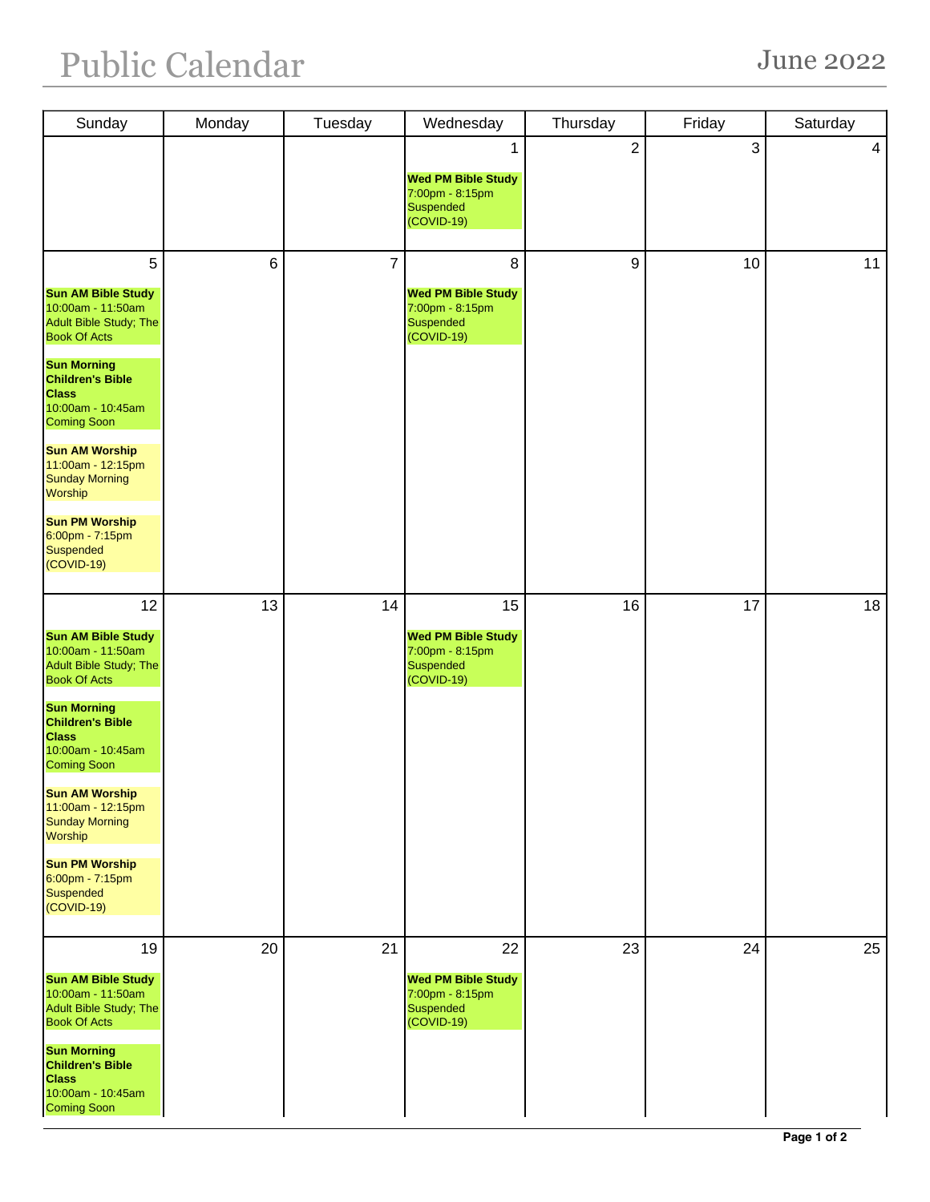# Public Calendar

June 2022

| Sunday | Monday | Tuesday | Wednesday | Thursday | Friday | Saturday |
|---|---|---|---|---|---|---|
| | | | 1<br><br>**Wed PM Bible Study**<br>7:00pm - 8:15pm<br>Suspended (COVID-19) | 2 | 3 | 4 |
| 5<br><br>**Sun AM Bible Study**<br>10:00am - 11:50am<br>Adult Bible Study; The Book Of Acts<br><br>**Sun Morning Children's Bible Class**<br>10:00am - 10:45am<br>Coming Soon<br><br>**Sun AM Worship**<br>11:00am - 12:15pm<br>Sunday Morning Worship<br><br>**Sun PM Worship**<br>6:00pm - 7:15pm<br>Suspended (COVID-19) | 6 | 7 | 8<br><br>**Wed PM Bible Study**<br>7:00pm - 8:15pm<br>Suspended (COVID-19) | 9 | 10 | 11 |
| 12<br><br>**Sun AM Bible Study**<br>10:00am - 11:50am<br>Adult Bible Study; The Book Of Acts<br><br>**Sun Morning Children's Bible Class**<br>10:00am - 10:45am<br>Coming Soon<br><br>**Sun AM Worship**<br>11:00am - 12:15pm<br>Sunday Morning Worship<br><br>**Sun PM Worship**<br>6:00pm - 7:15pm<br>Suspended (COVID-19) | 13 | 14 | 15<br><br>**Wed PM Bible Study**<br>7:00pm - 8:15pm<br>Suspended (COVID-19) | 16 | 17 | 18 |
| 19<br><br>**Sun AM Bible Study**<br>10:00am - 11:50am<br>Adult Bible Study; The Book Of Acts<br><br>**Sun Morning Children's Bible Class**<br>10:00am - 10:45am<br>Coming Soon | 20 | 21 | 22<br><br>**Wed PM Bible Study**<br>7:00pm - 8:15pm<br>Suspended (COVID-19) | 23 | 24 | 25 |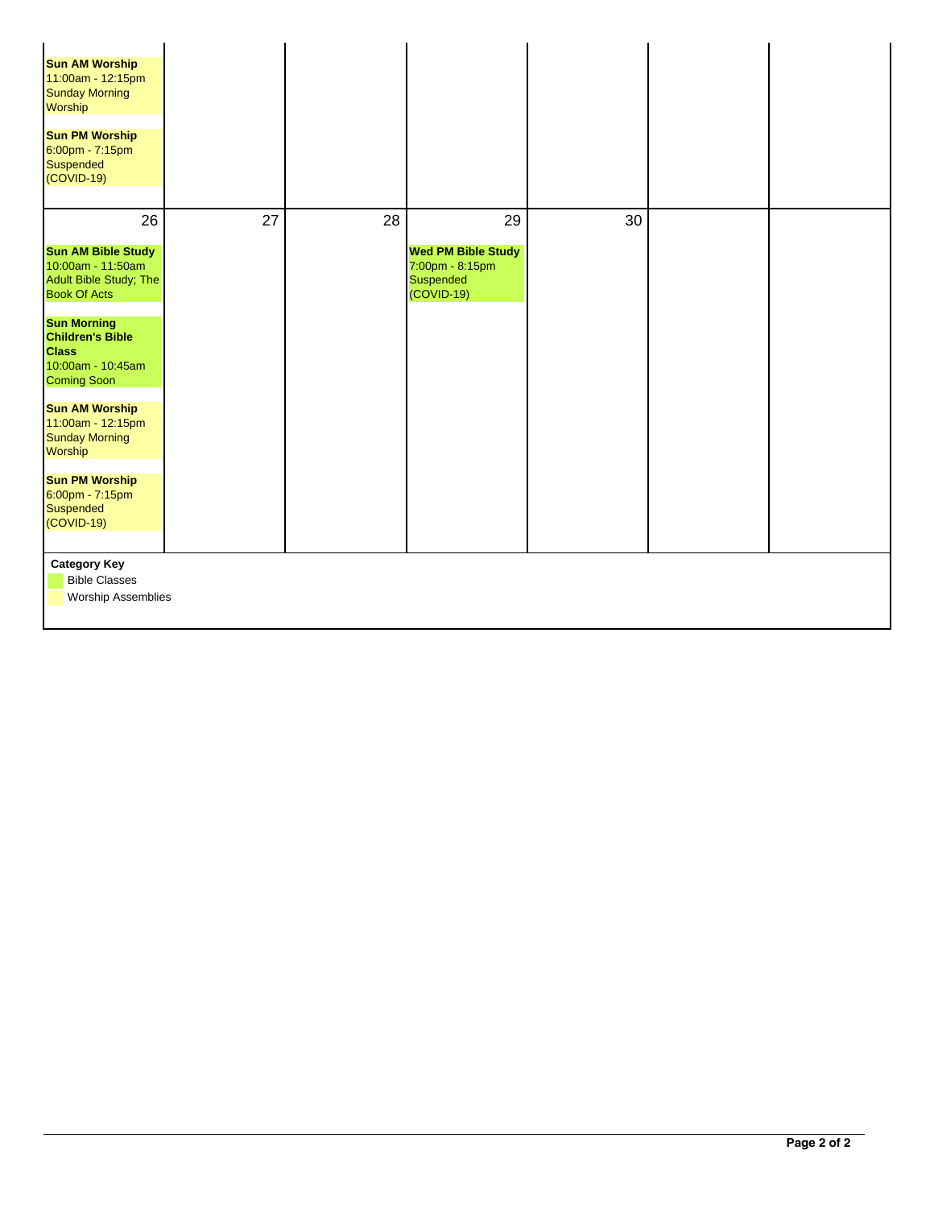| | | | | | | |
|---|---|---|---|---|---|---|
| **Sun AM Worship** 11:00am - 12:15pm Sunday Morning Worship<br><br>**Sun PM Worship** 6:00pm - 7:15pm Suspended (COVID-19) | | | | | | |
| 26<br><br>**Sun AM Bible Study** 10:00am - 11:50am Adult Bible Study; The Book Of Acts<br><br>**Sun Morning Children's Bible Class** 10:00am - 10:45am Coming Soon<br><br>**Sun AM Worship** 11:00am - 12:15pm Sunday Morning Worship<br><br>**Sun PM Worship** 6:00pm - 7:15pm Suspended (COVID-19) | 27 | 28 | 29<br><br>**Wed PM Bible Study** 7:00pm - 8:15pm Suspended (COVID-19) | 30 | | |

**Category Key**

- Bible Classes
- Worship Assemblies